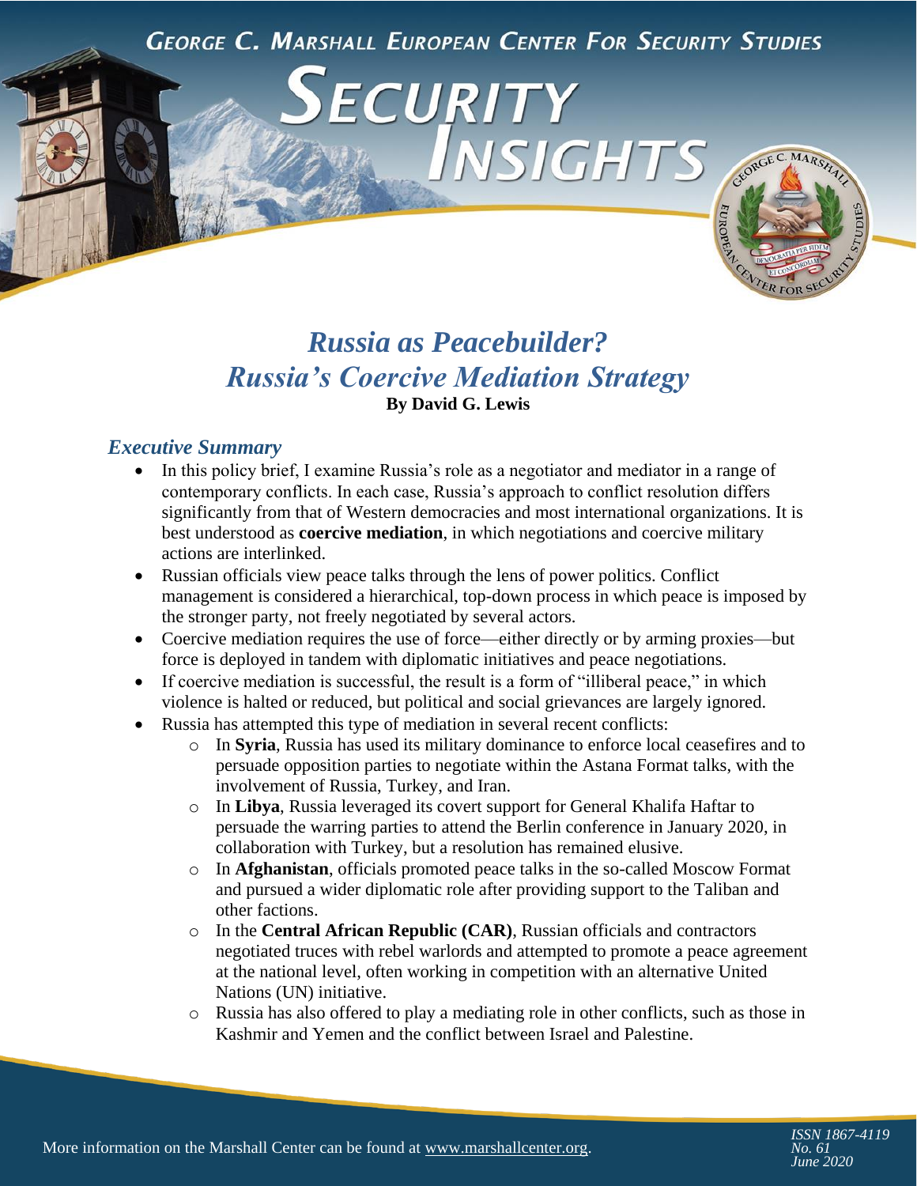GEORGE C. MARSHALL EUROPEAN CENTER FOR SECURITY STUDIES

# SECURITY INSIGHTS

## *Russia as Peacebuilder?*
## *Russia's Coercive Mediation Strategy*

**By David G. Lewis**

### *Executive Summary*

- In this policy brief, I examine Russia's role as a negotiator and mediator in a range of contemporary conflicts. In each case, Russia's approach to conflict resolution differs significantly from that of Western democracies and most international organizations. It is best understood as **coercive mediation**, in which negotiations and coercive military actions are interlinked.
- Russian officials view peace talks through the lens of power politics. Conflict management is considered a hierarchical, top-down process in which peace is imposed by the stronger party, not freely negotiated by several actors.
- Coercive mediation requires the use of force—either directly or by arming proxies—but force is deployed in tandem with diplomatic initiatives and peace negotiations.
- If coercive mediation is successful, the result is a form of "illiberal peace," in which violence is halted or reduced, but political and social grievances are largely ignored.
- Russia has attempted this type of mediation in several recent conflicts:
  - In **Syria**, Russia has used its military dominance to enforce local ceasefires and to persuade opposition parties to negotiate within the Astana Format talks, with the involvement of Russia, Turkey, and Iran.
  - In **Libya**, Russia leveraged its covert support for General Khalifa Haftar to persuade the warring parties to attend the Berlin conference in January 2020, in collaboration with Turkey, but a resolution has remained elusive.
  - In **Afghanistan**, officials promoted peace talks in the so-called Moscow Format and pursued a wider diplomatic role after providing support to the Taliban and other factions.
  - In the **Central African Republic (CAR)**, Russian officials and contractors negotiated truces with rebel warlords and attempted to promote a peace agreement at the national level, often working in competition with an alternative United Nations (UN) initiative.
  - Russia has also offered to play a mediating role in other conflicts, such as those in Kashmir and Yemen and the conflict between Israel and Palestine.

More information on the Marshall Center can be found at www.marshallcenter.org.

ISSN 1867-4119
No. 61
June 2020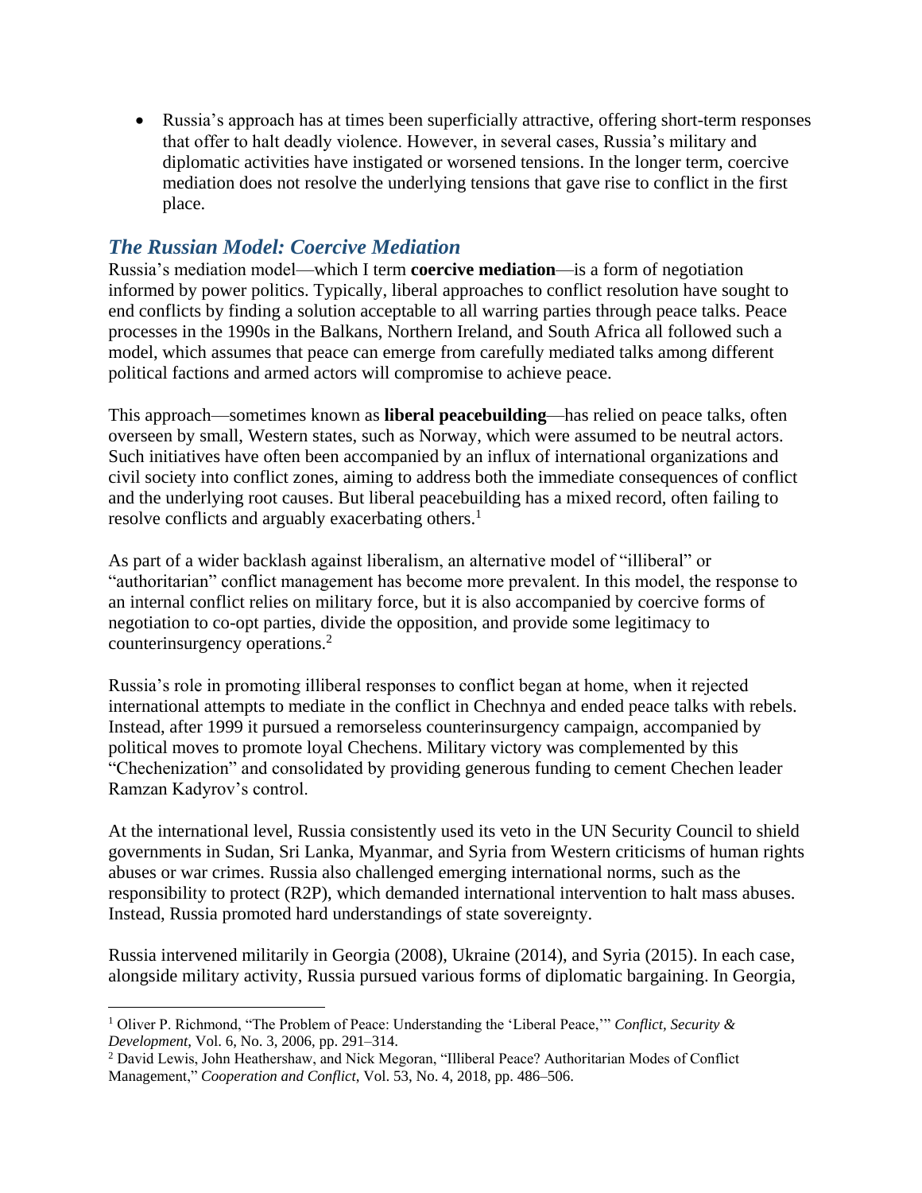- Russia's approach has at times been superficially attractive, offering short-term responses that offer to halt deadly violence. However, in several cases, Russia's military and diplomatic activities have instigated or worsened tensions. In the longer term, coercive mediation does not resolve the underlying tensions that gave rise to conflict in the first place.

## *The Russian Model: Coercive Mediation*

Russia's mediation model—which I term **coercive mediation**—is a form of negotiation informed by power politics. Typically, liberal approaches to conflict resolution have sought to end conflicts by finding a solution acceptable to all warring parties through peace talks. Peace processes in the 1990s in the Balkans, Northern Ireland, and South Africa all followed such a model, which assumes that peace can emerge from carefully mediated talks among different political factions and armed actors will compromise to achieve peace.

This approach—sometimes known as **liberal peacebuilding**—has relied on peace talks, often overseen by small, Western states, such as Norway, which were assumed to be neutral actors. Such initiatives have often been accompanied by an influx of international organizations and civil society into conflict zones, aiming to address both the immediate consequences of conflict and the underlying root causes. But liberal peacebuilding has a mixed record, often failing to resolve conflicts and arguably exacerbating others.[1]

As part of a wider backlash against liberalism, an alternative model of "illiberal" or "authoritarian" conflict management has become more prevalent. In this model, the response to an internal conflict relies on military force, but it is also accompanied by coercive forms of negotiation to co-opt parties, divide the opposition, and provide some legitimacy to counterinsurgency operations.[2]

Russia's role in promoting illiberal responses to conflict began at home, when it rejected international attempts to mediate in the conflict in Chechnya and ended peace talks with rebels. Instead, after 1999 it pursued a remorseless counterinsurgency campaign, accompanied by political moves to promote loyal Chechens. Military victory was complemented by this "Chechenization" and consolidated by providing generous funding to cement Chechen leader Ramzan Kadyrov's control.

At the international level, Russia consistently used its veto in the UN Security Council to shield governments in Sudan, Sri Lanka, Myanmar, and Syria from Western criticisms of human rights abuses or war crimes. Russia also challenged emerging international norms, such as the responsibility to protect (R2P), which demanded international intervention to halt mass abuses. Instead, Russia promoted hard understandings of state sovereignty.

Russia intervened militarily in Georgia (2008), Ukraine (2014), and Syria (2015). In each case, alongside military activity, Russia pursued various forms of diplomatic bargaining. In Georgia,

---

[1] Oliver P. Richmond, "The Problem of Peace: Understanding the 'Liberal Peace,'" *Conflict, Security & Development*, Vol. 6, No. 3, 2006, pp. 291–314.

[2] David Lewis, John Heathershaw, and Nick Megoran, "Illiberal Peace? Authoritarian Modes of Conflict Management," *Cooperation and Conflict*, Vol. 53, No. 4, 2018, pp. 486–506.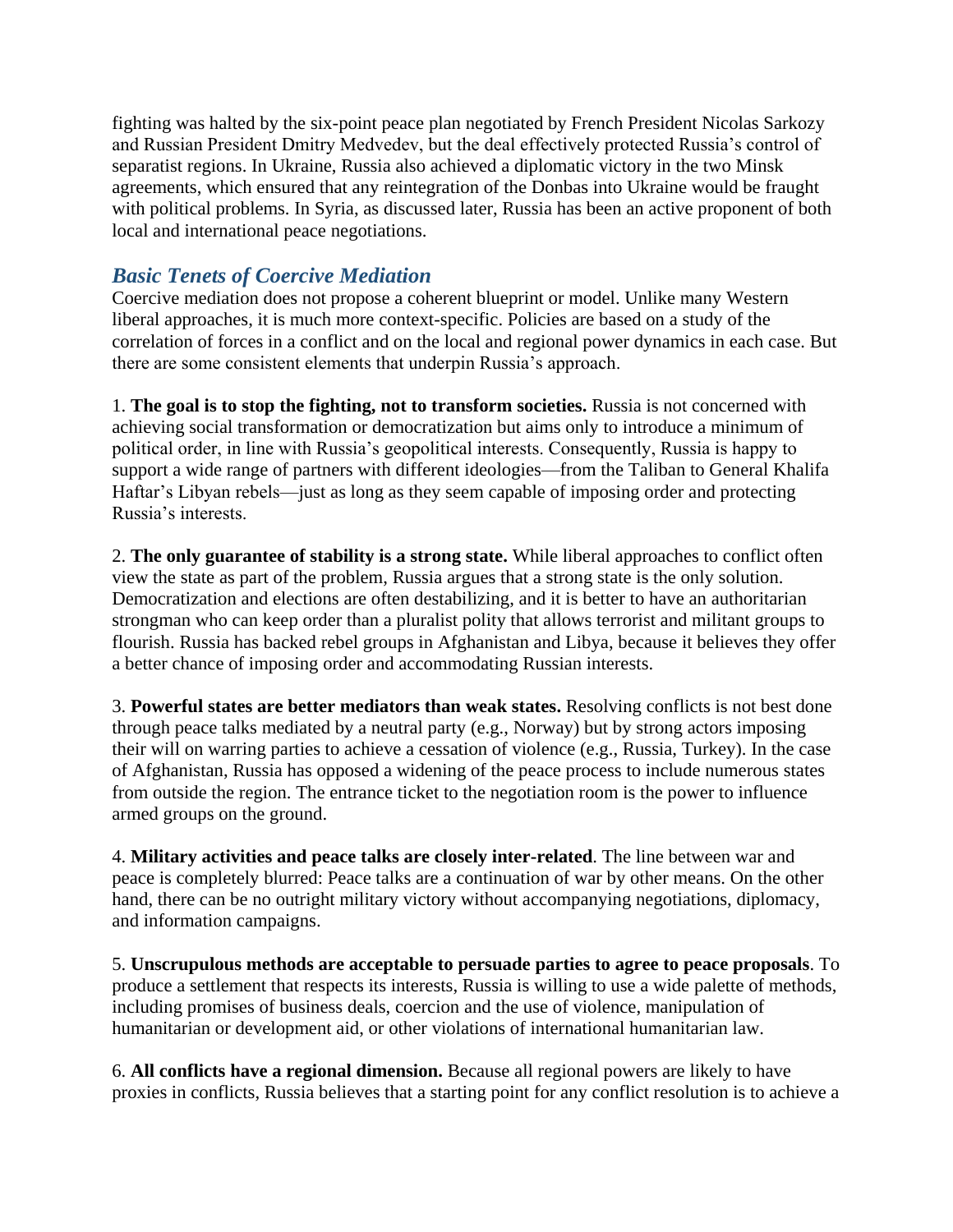fighting was halted by the six-point peace plan negotiated by French President Nicolas Sarkozy and Russian President Dmitry Medvedev, but the deal effectively protected Russia's control of separatist regions. In Ukraine, Russia also achieved a diplomatic victory in the two Minsk agreements, which ensured that any reintegration of the Donbas into Ukraine would be fraught with political problems. In Syria, as discussed later, Russia has been an active proponent of both local and international peace negotiations.

### *Basic Tenets of Coercive Mediation*

Coercive mediation does not propose a coherent blueprint or model. Unlike many Western liberal approaches, it is much more context-specific. Policies are based on a study of the correlation of forces in a conflict and on the local and regional power dynamics in each case. But there are some consistent elements that underpin Russia's approach.

1. **The goal is to stop the fighting, not to transform societies.** Russia is not concerned with achieving social transformation or democratization but aims only to introduce a minimum of political order, in line with Russia's geopolitical interests. Consequently, Russia is happy to support a wide range of partners with different ideologies—from the Taliban to General Khalifa Haftar's Libyan rebels—just as long as they seem capable of imposing order and protecting Russia's interests.

2. **The only guarantee of stability is a strong state.** While liberal approaches to conflict often view the state as part of the problem, Russia argues that a strong state is the only solution. Democratization and elections are often destabilizing, and it is better to have an authoritarian strongman who can keep order than a pluralist polity that allows terrorist and militant groups to flourish. Russia has backed rebel groups in Afghanistan and Libya, because it believes they offer a better chance of imposing order and accommodating Russian interests.

3. **Powerful states are better mediators than weak states.** Resolving conflicts is not best done through peace talks mediated by a neutral party (e.g., Norway) but by strong actors imposing their will on warring parties to achieve a cessation of violence (e.g., Russia, Turkey). In the case of Afghanistan, Russia has opposed a widening of the peace process to include numerous states from outside the region. The entrance ticket to the negotiation room is the power to influence armed groups on the ground.

4. **Military activities and peace talks are closely inter-related**. The line between war and peace is completely blurred: Peace talks are a continuation of war by other means. On the other hand, there can be no outright military victory without accompanying negotiations, diplomacy, and information campaigns.

5. **Unscrupulous methods are acceptable to persuade parties to agree to peace proposals**. To produce a settlement that respects its interests, Russia is willing to use a wide palette of methods, including promises of business deals, coercion and the use of violence, manipulation of humanitarian or development aid, or other violations of international humanitarian law.

6. **All conflicts have a regional dimension.** Because all regional powers are likely to have proxies in conflicts, Russia believes that a starting point for any conflict resolution is to achieve a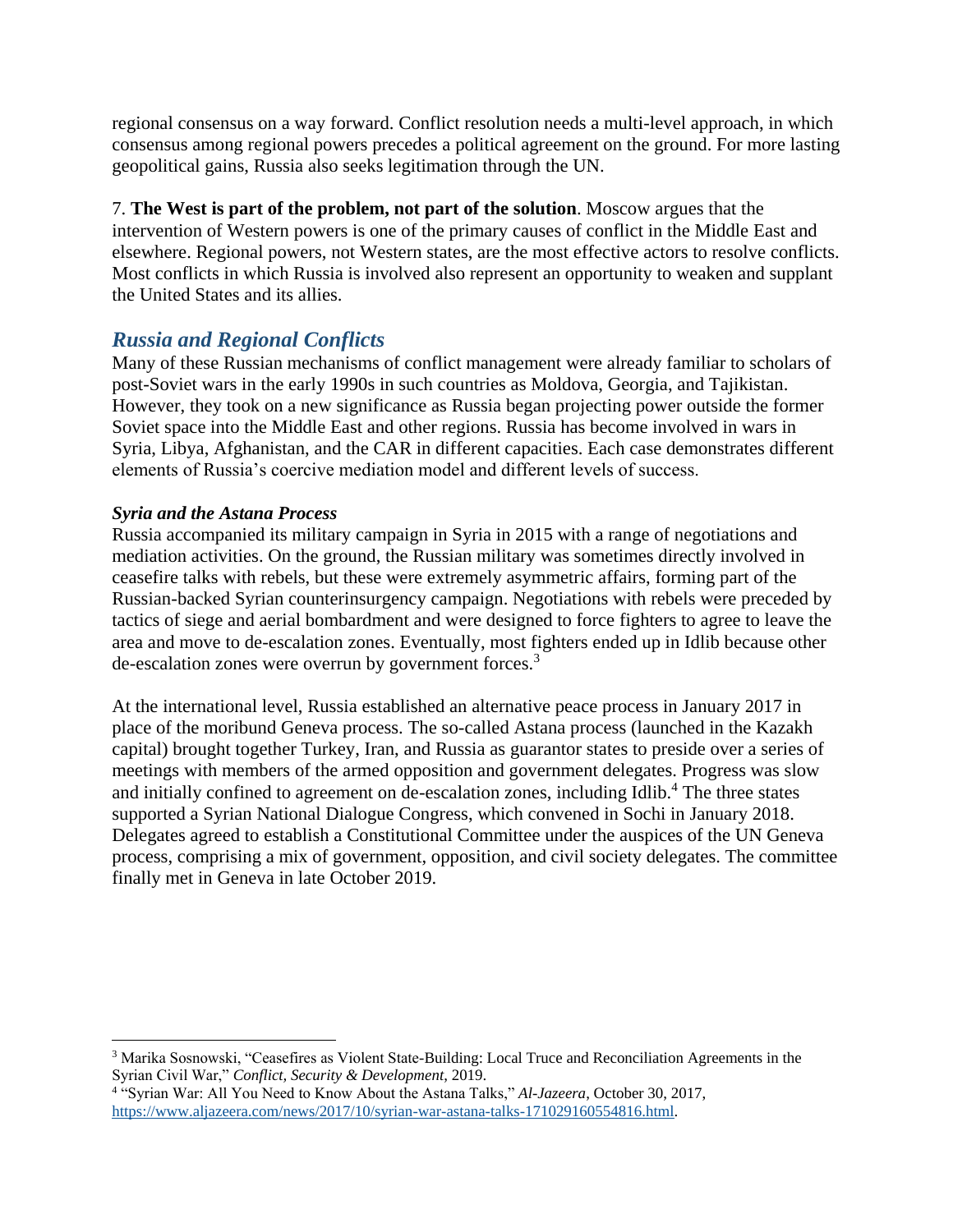regional consensus on a way forward. Conflict resolution needs a multi-level approach, in which consensus among regional powers precedes a political agreement on the ground. For more lasting geopolitical gains, Russia also seeks legitimation through the UN.

7. **The West is part of the problem, not part of the solution**. Moscow argues that the intervention of Western powers is one of the primary causes of conflict in the Middle East and elsewhere. Regional powers, not Western states, are the most effective actors to resolve conflicts. Most conflicts in which Russia is involved also represent an opportunity to weaken and supplant the United States and its allies.

## *Russia and Regional Conflicts*

Many of these Russian mechanisms of conflict management were already familiar to scholars of post-Soviet wars in the early 1990s in such countries as Moldova, Georgia, and Tajikistan. However, they took on a new significance as Russia began projecting power outside the former Soviet space into the Middle East and other regions. Russia has become involved in wars in Syria, Libya, Afghanistan, and the CAR in different capacities. Each case demonstrates different elements of Russia's coercive mediation model and different levels of success.

### *Syria and the Astana Process*

Russia accompanied its military campaign in Syria in 2015 with a range of negotiations and mediation activities. On the ground, the Russian military was sometimes directly involved in ceasefire talks with rebels, but these were extremely asymmetric affairs, forming part of the Russian-backed Syrian counterinsurgency campaign. Negotiations with rebels were preceded by tactics of siege and aerial bombardment and were designed to force fighters to agree to leave the area and move to de-escalation zones. Eventually, most fighters ended up in Idlib because other de-escalation zones were overrun by government forces.[3]

At the international level, Russia established an alternative peace process in January 2017 in place of the moribund Geneva process. The so-called Astana process (launched in the Kazakh capital) brought together Turkey, Iran, and Russia as guarantor states to preside over a series of meetings with members of the armed opposition and government delegates. Progress was slow and initially confined to agreement on de-escalation zones, including Idlib.[4] The three states supported a Syrian National Dialogue Congress, which convened in Sochi in January 2018. Delegates agreed to establish a Constitutional Committee under the auspices of the UN Geneva process, comprising a mix of government, opposition, and civil society delegates. The committee finally met in Geneva in late October 2019.

---

[3] Marika Sosnowski, "Ceasefires as Violent State-Building: Local Truce and Reconciliation Agreements in the Syrian Civil War," *Conflict, Security & Development*, 2019.

[4] "Syrian War: All You Need to Know About the Astana Talks," *Al-Jazeera*, October 30, 2017, https://www.aljazeera.com/news/2017/10/syrian-war-astana-talks-171029160554816.html.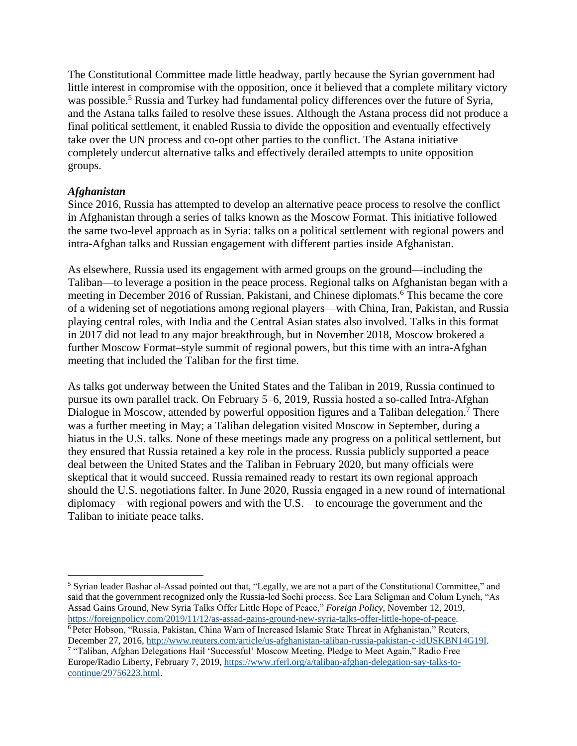The Constitutional Committee made little headway, partly because the Syrian government had little interest in compromise with the opposition, once it believed that a complete military victory was possible.[5] Russia and Turkey had fundamental policy differences over the future of Syria, and the Astana talks failed to resolve these issues. Although the Astana process did not produce a final political settlement, it enabled Russia to divide the opposition and eventually effectively take over the UN process and co-opt other parties to the conflict. The Astana initiative completely undercut alternative talks and effectively derailed attempts to unite opposition groups.

### *Afghanistan*

Since 2016, Russia has attempted to develop an alternative peace process to resolve the conflict in Afghanistan through a series of talks known as the Moscow Format. This initiative followed the same two-level approach as in Syria: talks on a political settlement with regional powers and intra-Afghan talks and Russian engagement with different parties inside Afghanistan.

As elsewhere, Russia used its engagement with armed groups on the ground—including the Taliban—to leverage a position in the peace process. Regional talks on Afghanistan began with a meeting in December 2016 of Russian, Pakistani, and Chinese diplomats.[6] This became the core of a widening set of negotiations among regional players—with China, Iran, Pakistan, and Russia playing central roles, with India and the Central Asian states also involved. Talks in this format in 2017 did not lead to any major breakthrough, but in November 2018, Moscow brokered a further Moscow Format–style summit of regional powers, but this time with an intra-Afghan meeting that included the Taliban for the first time.

As talks got underway between the United States and the Taliban in 2019, Russia continued to pursue its own parallel track. On February 5–6, 2019, Russia hosted a so-called Intra-Afghan Dialogue in Moscow, attended by powerful opposition figures and a Taliban delegation.[7] There was a further meeting in May; a Taliban delegation visited Moscow in September, during a hiatus in the U.S. talks. None of these meetings made any progress on a political settlement, but they ensured that Russia retained a key role in the process. Russia publicly supported a peace deal between the United States and the Taliban in February 2020, but many officials were skeptical that it would succeed. Russia remained ready to restart its own regional approach should the U.S. negotiations falter. In June 2020, Russia engaged in a new round of international diplomacy – with regional powers and with the U.S. – to encourage the government and the Taliban to initiate peace talks.

---

[5] Syrian leader Bashar al-Assad pointed out that, "Legally, we are not a part of the Constitutional Committee," and said that the government recognized only the Russia-led Sochi process. See Lara Seligman and Colum Lynch, "As Assad Gains Ground, New Syria Talks Offer Little Hope of Peace," *Foreign Policy*, November 12, 2019, https://foreignpolicy.com/2019/11/12/as-assad-gains-ground-new-syria-talks-offer-little-hope-of-peace.

[6] Peter Hobson, "Russia, Pakistan, China Warn of Increased Islamic State Threat in Afghanistan," Reuters, December 27, 2016, http://www.reuters.com/article/us-afghanistan-taliban-russia-pakistan-c-idUSKBN14G19I.

[7] "Taliban, Afghan Delegations Hail 'Successful' Moscow Meeting, Pledge to Meet Again," Radio Free Europe/Radio Liberty, February 7, 2019, https://www.rferl.org/a/taliban-afghan-delegation-say-talks-to-continue/29756223.html.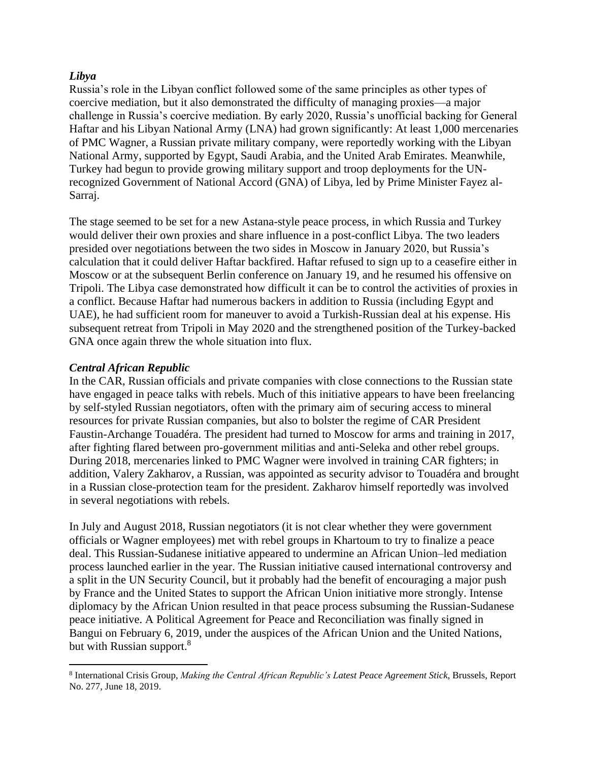### *Libya*

Russia's role in the Libyan conflict followed some of the same principles as other types of coercive mediation, but it also demonstrated the difficulty of managing proxies—a major challenge in Russia's coercive mediation. By early 2020, Russia's unofficial backing for General Haftar and his Libyan National Army (LNA) had grown significantly: At least 1,000 mercenaries of PMC Wagner, a Russian private military company, were reportedly working with the Libyan National Army, supported by Egypt, Saudi Arabia, and the United Arab Emirates. Meanwhile, Turkey had begun to provide growing military support and troop deployments for the UN-recognized Government of National Accord (GNA) of Libya, led by Prime Minister Fayez al-Sarraj.

The stage seemed to be set for a new Astana-style peace process, in which Russia and Turkey would deliver their own proxies and share influence in a post-conflict Libya. The two leaders presided over negotiations between the two sides in Moscow in January 2020, but Russia's calculation that it could deliver Haftar backfired. Haftar refused to sign up to a ceasefire either in Moscow or at the subsequent Berlin conference on January 19, and he resumed his offensive on Tripoli. The Libya case demonstrated how difficult it can be to control the activities of proxies in a conflict. Because Haftar had numerous backers in addition to Russia (including Egypt and UAE), he had sufficient room for maneuver to avoid a Turkish-Russian deal at his expense. His subsequent retreat from Tripoli in May 2020 and the strengthened position of the Turkey-backed GNA once again threw the whole situation into flux.

### *Central African Republic*

In the CAR, Russian officials and private companies with close connections to the Russian state have engaged in peace talks with rebels. Much of this initiative appears to have been freelancing by self-styled Russian negotiators, often with the primary aim of securing access to mineral resources for private Russian companies, but also to bolster the regime of CAR President Faustin-Archange Touadéra. The president had turned to Moscow for arms and training in 2017, after fighting flared between pro-government militias and anti-Seleka and other rebel groups. During 2018, mercenaries linked to PMC Wagner were involved in training CAR fighters; in addition, Valery Zakharov, a Russian, was appointed as security advisor to Touadéra and brought in a Russian close-protection team for the president. Zakharov himself reportedly was involved in several negotiations with rebels.

In July and August 2018, Russian negotiators (it is not clear whether they were government officials or Wagner employees) met with rebel groups in Khartoum to try to finalize a peace deal. This Russian-Sudanese initiative appeared to undermine an African Union–led mediation process launched earlier in the year. The Russian initiative caused international controversy and a split in the UN Security Council, but it probably had the benefit of encouraging a major push by France and the United States to support the African Union initiative more strongly. Intense diplomacy by the African Union resulted in that peace process subsuming the Russian-Sudanese peace initiative. A Political Agreement for Peace and Reconciliation was finally signed in Bangui on February 6, 2019, under the auspices of the African Union and the United Nations, but with Russian support.[8]

---

[8] International Crisis Group, *Making the Central African Republic's Latest Peace Agreement Stick*, Brussels, Report No. 277, June 18, 2019.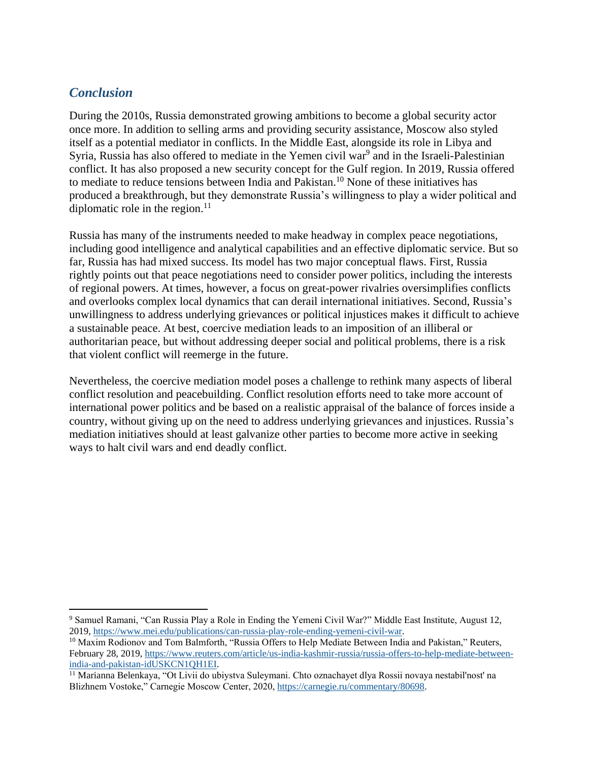## *Conclusion*

During the 2010s, Russia demonstrated growing ambitions to become a global security actor once more. In addition to selling arms and providing security assistance, Moscow also styled itself as a potential mediator in conflicts. In the Middle East, alongside its role in Libya and Syria, Russia has also offered to mediate in the Yemen civil war[9] and in the Israeli-Palestinian conflict. It has also proposed a new security concept for the Gulf region. In 2019, Russia offered to mediate to reduce tensions between India and Pakistan.[10] None of these initiatives has produced a breakthrough, but they demonstrate Russia's willingness to play a wider political and diplomatic role in the region.[11]

Russia has many of the instruments needed to make headway in complex peace negotiations, including good intelligence and analytical capabilities and an effective diplomatic service. But so far, Russia has had mixed success. Its model has two major conceptual flaws. First, Russia rightly points out that peace negotiations need to consider power politics, including the interests of regional powers. At times, however, a focus on great-power rivalries oversimplifies conflicts and overlooks complex local dynamics that can derail international initiatives. Second, Russia's unwillingness to address underlying grievances or political injustices makes it difficult to achieve a sustainable peace. At best, coercive mediation leads to an imposition of an illiberal or authoritarian peace, but without addressing deeper social and political problems, there is a risk that violent conflict will reemerge in the future.

Nevertheless, the coercive mediation model poses a challenge to rethink many aspects of liberal conflict resolution and peacebuilding. Conflict resolution efforts need to take more account of international power politics and be based on a realistic appraisal of the balance of forces inside a country, without giving up on the need to address underlying grievances and injustices. Russia's mediation initiatives should at least galvanize other parties to become more active in seeking ways to halt civil wars and end deadly conflict.

---

[9] Samuel Ramani, "Can Russia Play a Role in Ending the Yemeni Civil War?" Middle East Institute, August 12, 2019, https://www.mei.edu/publications/can-russia-play-role-ending-yemeni-civil-war.

[10] Maxim Rodionov and Tom Balmforth, "Russia Offers to Help Mediate Between India and Pakistan," Reuters, February 28, 2019, https://www.reuters.com/article/us-india-kashmir-russia/russia-offers-to-help-mediate-between-india-and-pakistan-idUSKCN1QH1EI.

[11] Marianna Belenkaya, "Ot Livii do ubiystva Suleymani. Chto oznachayet dlya Rossii novaya nestabil'nost' na Blizhnem Vostoke," Carnegie Moscow Center, 2020, https://carnegie.ru/commentary/80698.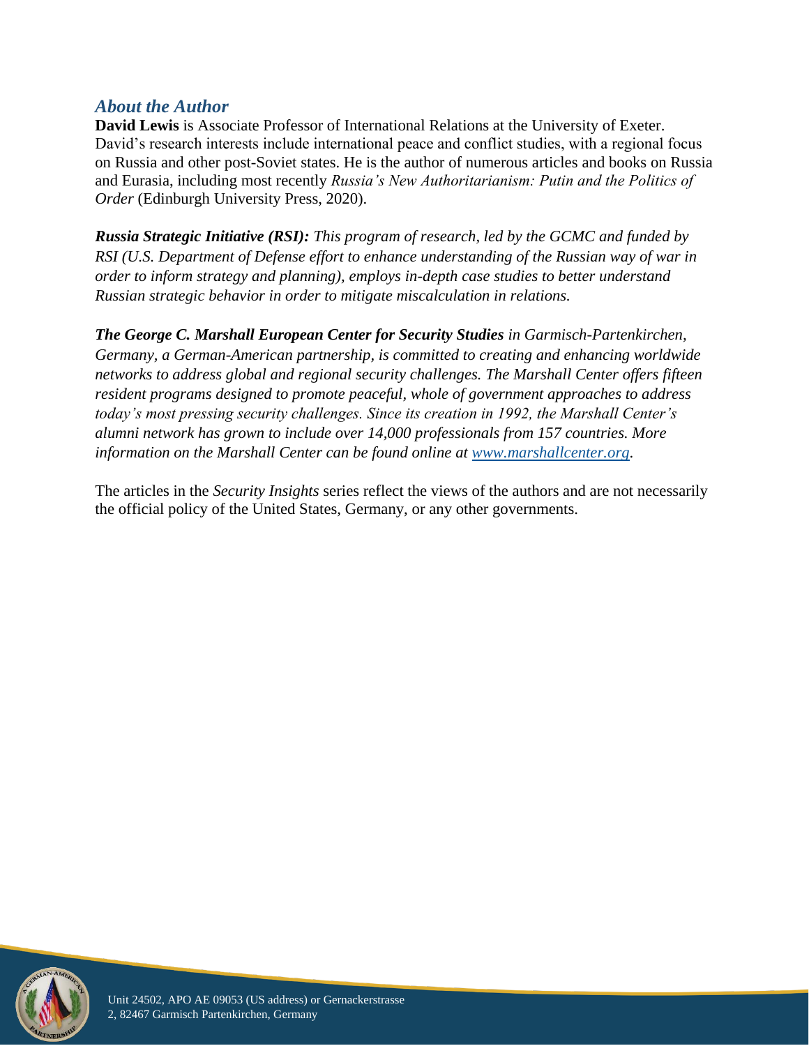## *About the Author*

**David Lewis** is Associate Professor of International Relations at the University of Exeter. David's research interests include international peace and conflict studies, with a regional focus on Russia and other post-Soviet states. He is the author of numerous articles and books on Russia and Eurasia, including most recently *Russia's New Authoritarianism: Putin and the Politics of Order* (Edinburgh University Press, 2020).

***Russia Strategic Initiative (RSI):*** *This program of research, led by the GCMC and funded by RSI (U.S. Department of Defense effort to enhance understanding of the Russian way of war in order to inform strategy and planning), employs in-depth case studies to better understand Russian strategic behavior in order to mitigate miscalculation in relations.*

***The George C. Marshall European Center for Security Studies*** *in Garmisch-Partenkirchen, Germany, a German-American partnership, is committed to creating and enhancing worldwide networks to address global and regional security challenges. The Marshall Center offers fifteen resident programs designed to promote peaceful, whole of government approaches to address today's most pressing security challenges. Since its creation in 1992, the Marshall Center's alumni network has grown to include over 14,000 professionals from 157 countries. More information on the Marshall Center can be found online at [www.marshallcenter.org](http://www.marshallcenter.org).*

The articles in the *Security Insights* series reflect the views of the authors and are not necessarily the official policy of the United States, Germany, or any other governments.

Unit 24502, APO AE 09053 (US address) or Gernackerstrasse 2, 82467 Garmisch Partenkirchen, Germany